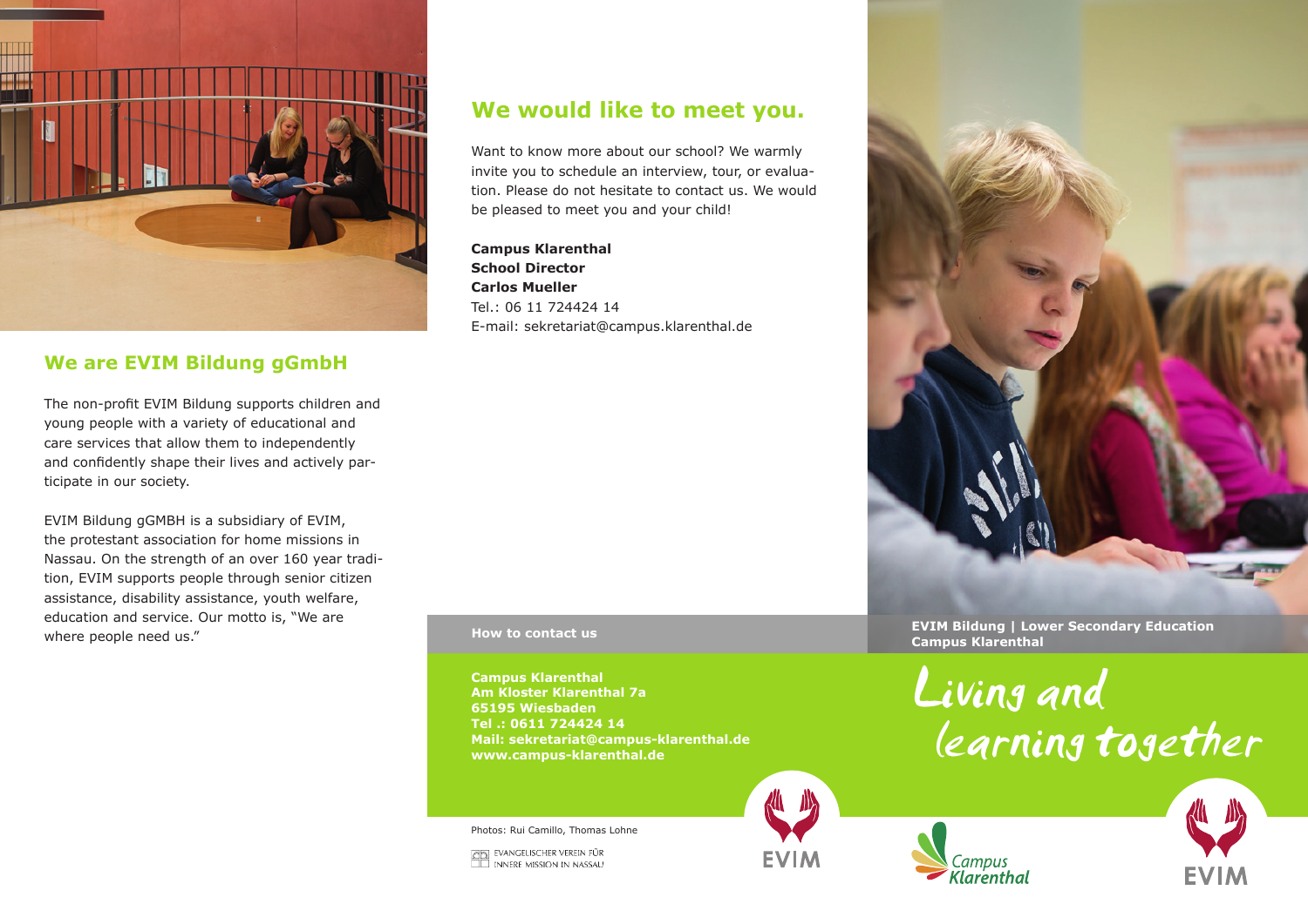## We are EVIM Bildung gGmbH

The non-profit EVIM Bildung supports children and young people with a variety of educational and care services that allow them to independently and confidently shape their lives and actively participate in our society.

EVIM Bildung gGMBH is a subsidiary of EVIM, the protestant association for home missions in Nassau. On the strength of an over 160 year tradition, EVIM supports people through senior citizen assistance, disability assistance, youth welfare, education and service. Our motto is, "We are where people need us."

## We would like to meet you.

Want to know more about our school? We warmly invite you to schedule an interview, tour, or evaluation. Please do not hesitate to contact us. We would be pleased to meet you and your child!

**Campus Klarenthal**
**School Director**
**Carlos Mueller**
Tel.: 06 11 724424 14
E-mail: sekretariat@campus.klarenthal.de

**How to contact us**

**Campus Klarenthal**
**Am Kloster Klarenthal 7a**
**65195 Wiesbaden**
**Tel .: 0611 724424 14**
**Mail: sekretariat@campus-klarenthal.de**
**www.campus-klarenthal.de**

Photos: Rui Camillo, Thomas Lohne

EVANGELISCHER VEREIN FÜR INNERE MISSION IN NASSAU

EVIM

**EVIM Bildung | Lower Secondary Education**
**Campus Klarenthal**

# Living and learning together

Campus Klarenthal

EVIM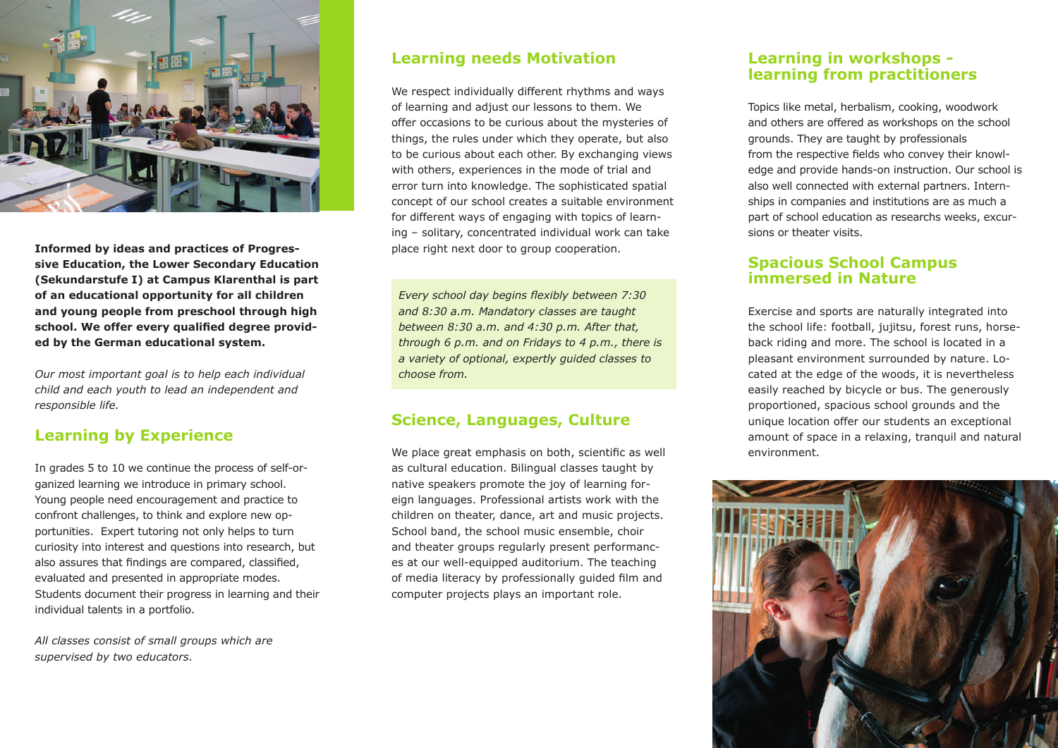**Informed by ideas and practices of Progressive Education, the Lower Secondary Education (Sekundarstufe I) at Campus Klarenthal is part of an educational opportunity for all children and young people from preschool through high school. We offer every qualified degree provided by the German educational system.**

*Our most important goal is to help each individual child and each youth to lead an independent and responsible life.*

## Learning by Experience

In grades 5 to 10 we continue the process of self-organized learning we introduce in primary school. Young people need encouragement and practice to confront challenges, to think and explore new opportunities. Expert tutoring not only helps to turn curiosity into interest and questions into research, but also assures that findings are compared, classified, evaluated and presented in appropriate modes. Students document their progress in learning and their individual talents in a portfolio.

*All classes consist of small groups which are supervised by two educators.*

## Learning needs Motivation

We respect individually different rhythms and ways of learning and adjust our lessons to them. We offer occasions to be curious about the mysteries of things, the rules under which they operate, but also to be curious about each other. By exchanging views with others, experiences in the mode of trial and error turn into knowledge. The sophisticated spatial concept of our school creates a suitable environment for different ways of engaging with topics of learning – solitary, concentrated individual work can take place right next door to group cooperation.

*Every school day begins flexibly between 7:30 and 8:30 a.m. Mandatory classes are taught between 8:30 a.m. and 4:30 p.m. After that, through 6 p.m. and on Fridays to 4 p.m., there is a variety of optional, expertly guided classes to choose from.*

## Science, Languages, Culture

We place great emphasis on both, scientific as well as cultural education. Bilingual classes taught by native speakers promote the joy of learning foreign languages. Professional artists work with the children on theater, dance, art and music projects. School band, the school music ensemble, choir and theater groups regularly present performances at our well-equipped auditorium. The teaching of media literacy by professionally guided film and computer projects plays an important role.

## Learning in workshops - learning from practitioners

Topics like metal, herbalism, cooking, woodwork and others are offered as workshops on the school grounds. They are taught by professionals from the respective fields who convey their knowledge and provide hands-on instruction. Our school is also well connected with external partners. Internships in companies and institutions are as much a part of school education as researchs weeks, excursions or theater visits.

## Spacious School Campus immersed in Nature

Exercise and sports are naturally integrated into the school life: football, jujitsu, forest runs, horseback riding and more. The school is located in a pleasant environment surrounded by nature. Located at the edge of the woods, it is nevertheless easily reached by bicycle or bus. The generously proportioned, spacious school grounds and the unique location offer our students an exceptional amount of space in a relaxing, tranquil and natural environment.